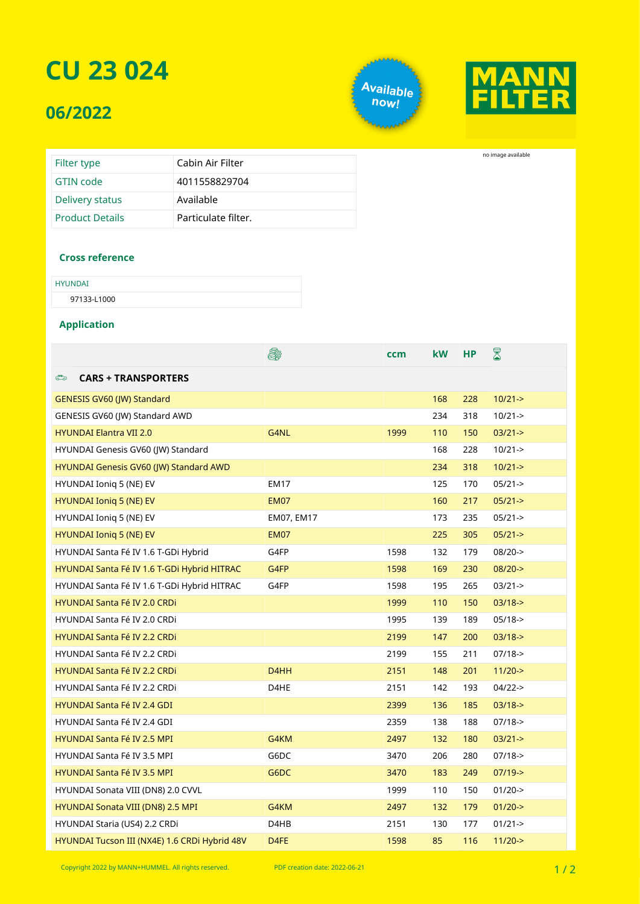# CU 23 024

## 06/2022

Available now!

MANN FILTER

no image available

| Filter type | Cabin Air Filter |
|---|---|
| GTIN code | 4011558829704 |
| Delivery status | Available |
| Product Details | Particulate filter. |

### Cross reference

| HYUNDAI |
|---|
| 97133-L1000 |

### Application

| | Engine | ccm | kW | HP | Period |
|---|---|---|---|---|---|
| **CARS + TRANSPORTERS** | | | | | |
| GENESIS GV60 (JW) Standard | | | 168 | 228 | 10/21-> |
| GENESIS GV60 (JW) Standard AWD | | | 234 | 318 | 10/21-> |
| HYUNDAI Elantra VII 2.0 | G4NL | 1999 | 110 | 150 | 03/21-> |
| HYUNDAI Genesis GV60 (JW) Standard | | | 168 | 228 | 10/21-> |
| HYUNDAI Genesis GV60 (JW) Standard AWD | | | 234 | 318 | 10/21-> |
| HYUNDAI Ioniq 5 (NE) EV | EM17 | | 125 | 170 | 05/21-> |
| HYUNDAI Ioniq 5 (NE) EV | EM07 | | 160 | 217 | 05/21-> |
| HYUNDAI Ioniq 5 (NE) EV | EM07, EM17 | | 173 | 235 | 05/21-> |
| HYUNDAI Ioniq 5 (NE) EV | EM07 | | 225 | 305 | 05/21-> |
| HYUNDAI Santa Fé IV 1.6 T-GDi Hybrid | G4FP | 1598 | 132 | 179 | 08/20-> |
| HYUNDAI Santa Fé IV 1.6 T-GDi Hybrid HITRAC | G4FP | 1598 | 169 | 230 | 08/20-> |
| HYUNDAI Santa Fé IV 1.6 T-GDi Hybrid HITRAC | G4FP | 1598 | 195 | 265 | 03/21-> |
| HYUNDAI Santa Fé IV 2.0 CRDi | | 1999 | 110 | 150 | 03/18-> |
| HYUNDAI Santa Fé IV 2.0 CRDi | | 1995 | 139 | 189 | 05/18-> |
| HYUNDAI Santa Fé IV 2.2 CRDi | | 2199 | 147 | 200 | 03/18-> |
| HYUNDAI Santa Fé IV 2.2 CRDi | | 2199 | 155 | 211 | 07/18-> |
| HYUNDAI Santa Fé IV 2.2 CRDi | D4HH | 2151 | 148 | 201 | 11/20-> |
| HYUNDAI Santa Fé IV 2.2 CRDi | D4HE | 2151 | 142 | 193 | 04/22-> |
| HYUNDAI Santa Fé IV 2.4 GDI | | 2399 | 136 | 185 | 03/18-> |
| HYUNDAI Santa Fé IV 2.4 GDI | | 2359 | 138 | 188 | 07/18-> |
| HYUNDAI Santa Fé IV 2.5 MPI | G4KM | 2497 | 132 | 180 | 03/21-> |
| HYUNDAI Santa Fé IV 3.5 MPI | G6DC | 3470 | 206 | 280 | 07/18-> |
| HYUNDAI Santa Fé IV 3.5 MPI | G6DC | 3470 | 183 | 249 | 07/19-> |
| HYUNDAI Sonata VIII (DN8) 2.0 CVVL | | 1999 | 110 | 150 | 01/20-> |
| HYUNDAI Sonata VIII (DN8) 2.5 MPI | G4KM | 2497 | 132 | 179 | 01/20-> |
| HYUNDAI Staria (US4) 2.2 CRDi | D4HB | 2151 | 130 | 177 | 01/21-> |
| HYUNDAI Tucson III (NX4E) 1.6 CRDi Hybrid 48V | D4FE | 1598 | 85 | 116 | 11/20-> |

Copyright 2022 by MANN+HUMMEL. All rights reserved. PDF creation date: 2022-06-21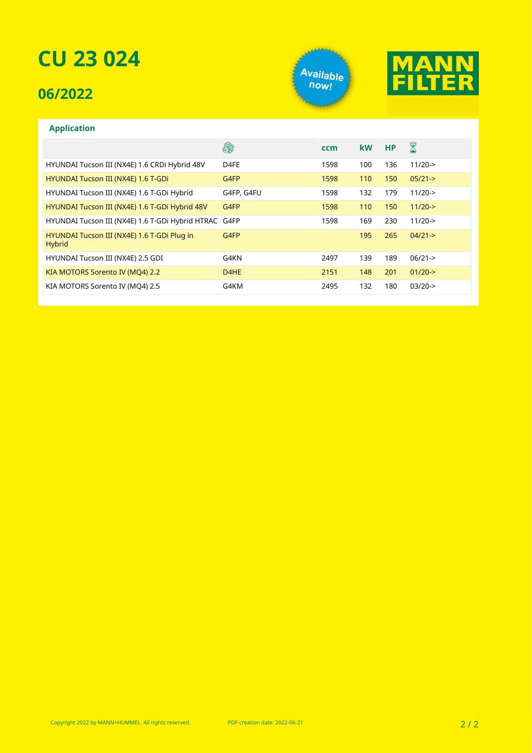# CU 23 024

## 06/2022

Available now!

MANN FILTER

### Application

| | | ccm | kW | HP | |
|---|---|---|---|---|---|
| HYUNDAI Tucson III (NX4E) 1.6 CRDi Hybrid 48V | D4FE | 1598 | 100 | 136 | 11/20-> |
| HYUNDAI Tucson III (NX4E) 1.6 T-GDi | G4FP | 1598 | 110 | 150 | 05/21-> |
| HYUNDAI Tucson III (NX4E) 1.6 T-GDi Hybrid | G4FP, G4FU | 1598 | 132 | 179 | 11/20-> |
| HYUNDAI Tucson III (NX4E) 1.6 T-GDi Hybrid 48V | G4FP | 1598 | 110 | 150 | 11/20-> |
| HYUNDAI Tucson III (NX4E) 1.6 T-GDi Hybrid HTRAC | G4FP | 1598 | 169 | 230 | 11/20-> |
| HYUNDAI Tucson III (NX4E) 1.6 T-GDi Plug in Hybrid | G4FP | | 195 | 265 | 04/21-> |
| HYUNDAI Tucson III (NX4E) 2.5 GDI | G4KN | 2497 | 139 | 189 | 06/21-> |
| KIA MOTORS Sorento IV (MQ4) 2.2 | D4HE | 2151 | 148 | 201 | 01/20-> |
| KIA MOTORS Sorento IV (MQ4) 2.5 | G4KM | 2495 | 132 | 180 | 03/20-> |

Copyright 2022 by MANN+HUMMEL. All rights reserved. PDF creation date: 2022-06-21